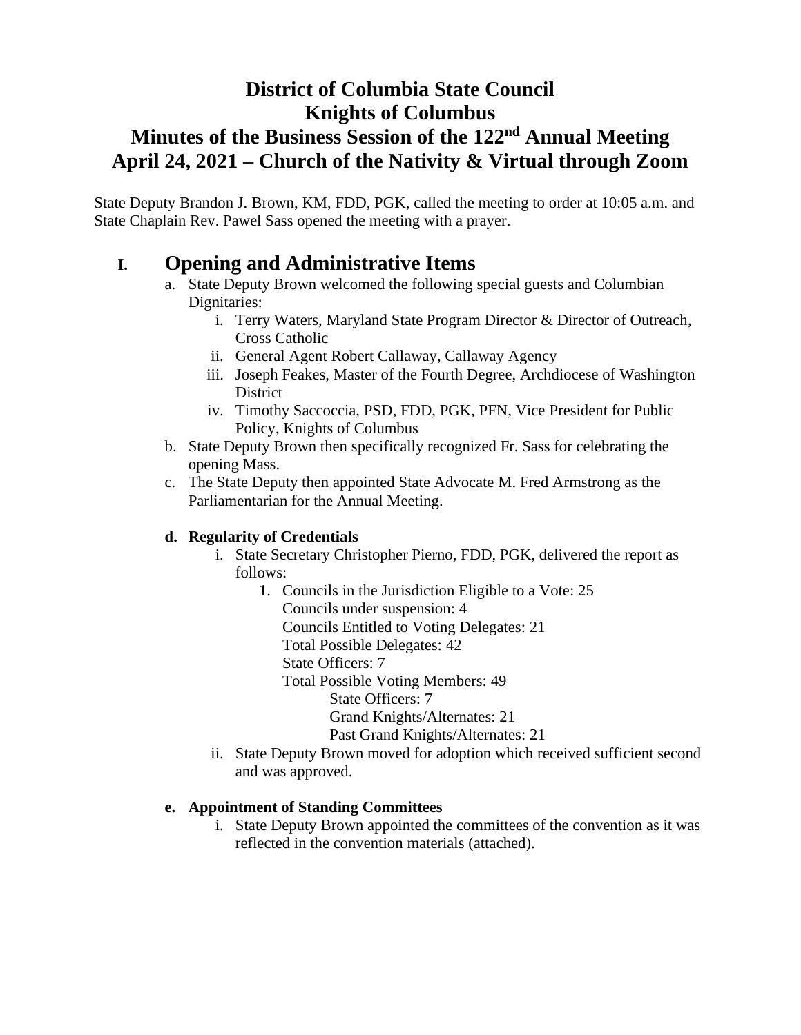# District of Columbia State Council
# Knights of Columbus
# Minutes of the Business Session of the 122nd Annual Meeting
# April 24, 2021 – Church of the Nativity & Virtual through Zoom

State Deputy Brandon J. Brown, KM, FDD, PGK, called the meeting to order at 10:05 a.m. and State Chaplain Rev. Pawel Sass opened the meeting with a prayer.

## I. Opening and Administrative Items

a. State Deputy Brown welcomed the following special guests and Columbian Dignitaries:
   i. Terry Waters, Maryland State Program Director & Director of Outreach, Cross Catholic
   ii. General Agent Robert Callaway, Callaway Agency
   iii. Joseph Feakes, Master of the Fourth Degree, Archdiocese of Washington District
   iv. Timothy Saccoccia, PSD, FDD, PGK, PFN, Vice President for Public Policy, Knights of Columbus

b. State Deputy Brown then specifically recognized Fr. Sass for celebrating the opening Mass.

c. The State Deputy then appointed State Advocate M. Fred Armstrong as the Parliamentarian for the Annual Meeting.

**d. Regularity of Credentials**

   i. State Secretary Christopher Pierno, FDD, PGK, delivered the report as follows:
      1. Councils in the Jurisdiction Eligible to a Vote: 25
         Councils under suspension: 4
         Councils Entitled to Voting Delegates: 21
         Total Possible Delegates: 42
         State Officers: 7
         Total Possible Voting Members: 49
            State Officers: 7
            Grand Knights/Alternates: 21
            Past Grand Knights/Alternates: 21
   ii. State Deputy Brown moved for adoption which received sufficient second and was approved.

**e. Appointment of Standing Committees**

   i. State Deputy Brown appointed the committees of the convention as it was reflected in the convention materials (attached).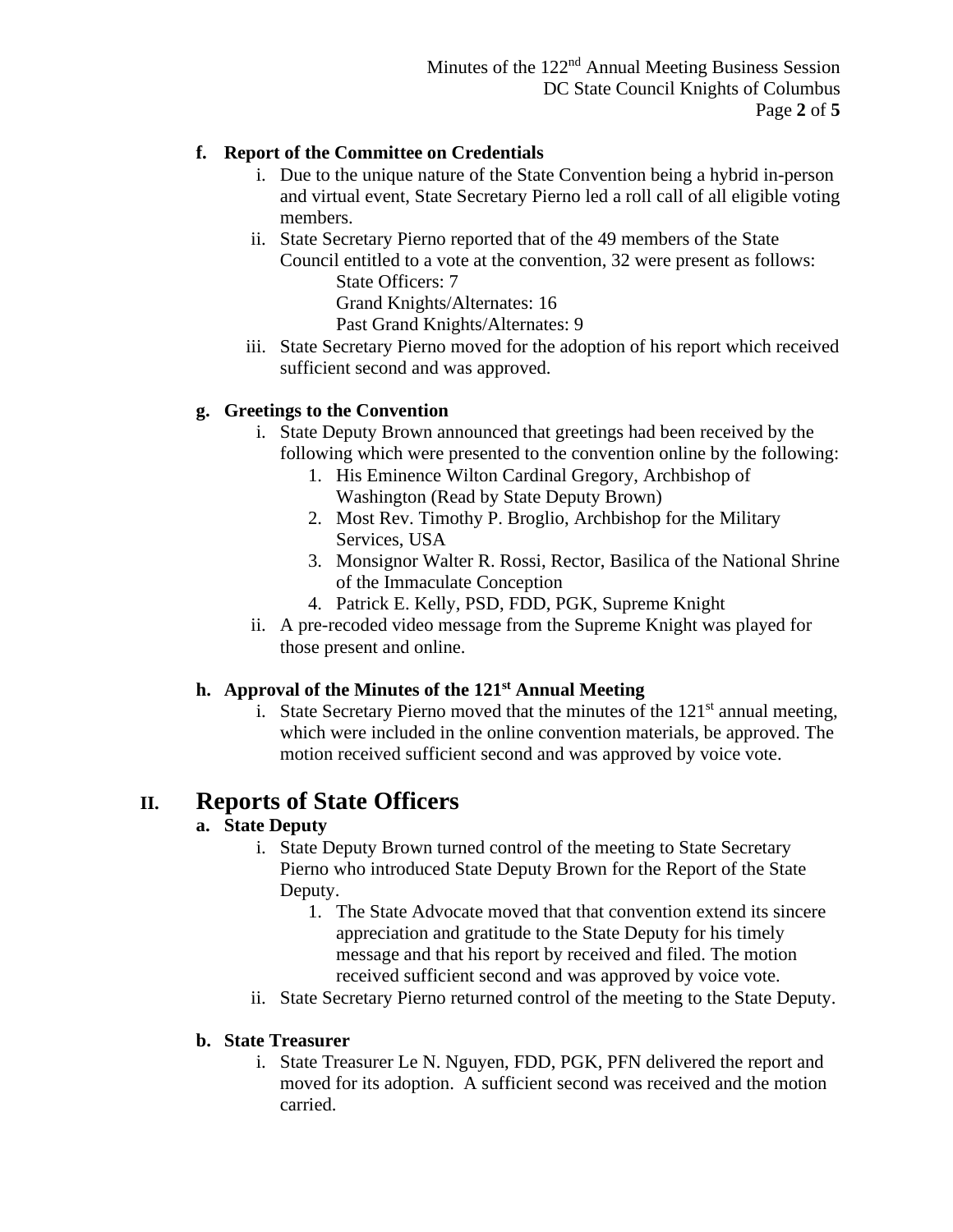**f. Report of the Committee on Credentials**

   i. Due to the unique nature of the State Convention being a hybrid in-person and virtual event, State Secretary Pierno led a roll call of all eligible voting members.

   ii. State Secretary Pierno reported that of the 49 members of the State Council entitled to a vote at the convention, 32 were present as follows:

      State Officers: 7
      Grand Knights/Alternates: 16
      Past Grand Knights/Alternates: 9

   iii. State Secretary Pierno moved for the adoption of his report which received sufficient second and was approved.

**g. Greetings to the Convention**

   i. State Deputy Brown announced that greetings had been received by the following which were presented to the convention online by the following:

      1. His Eminence Wilton Cardinal Gregory, Archbishop of Washington (Read by State Deputy Brown)
      2. Most Rev. Timothy P. Broglio, Archbishop for the Military Services, USA
      3. Monsignor Walter R. Rossi, Rector, Basilica of the National Shrine of the Immaculate Conception
      4. Patrick E. Kelly, PSD, FDD, PGK, Supreme Knight

   ii. A pre-recoded video message from the Supreme Knight was played for those present and online.

**h. Approval of the Minutes of the 121st Annual Meeting**

   i. State Secretary Pierno moved that the minutes of the 121st annual meeting, which were included in the online convention materials, be approved. The motion received sufficient second and was approved by voice vote.

# II. Reports of State Officers

**a. State Deputy**

   i. State Deputy Brown turned control of the meeting to State Secretary Pierno who introduced State Deputy Brown for the Report of the State Deputy.

      1. The State Advocate moved that that convention extend its sincere appreciation and gratitude to the State Deputy for his timely message and that his report by received and filed. The motion received sufficient second and was approved by voice vote.

   ii. State Secretary Pierno returned control of the meeting to the State Deputy.

**b. State Treasurer**

   i. State Treasurer Le N. Nguyen, FDD, PGK, PFN delivered the report and moved for its adoption. A sufficient second was received and the motion carried.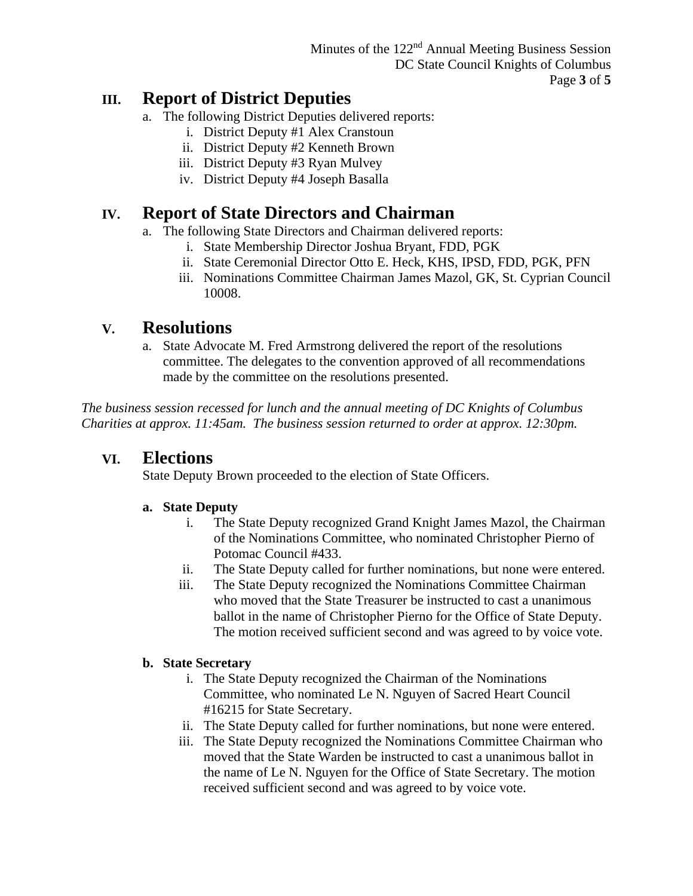## III. Report of District Deputies

a. The following District Deputies delivered reports:
   i. District Deputy #1 Alex Cranstoun
   ii. District Deputy #2 Kenneth Brown
   iii. District Deputy #3 Ryan Mulvey
   iv. District Deputy #4 Joseph Basalla

## IV. Report of State Directors and Chairman

a. The following State Directors and Chairman delivered reports:
   i. State Membership Director Joshua Bryant, FDD, PGK
   ii. State Ceremonial Director Otto E. Heck, KHS, IPSD, FDD, PGK, PFN
   iii. Nominations Committee Chairman James Mazol, GK, St. Cyprian Council 10008.

## V. Resolutions

a. State Advocate M. Fred Armstrong delivered the report of the resolutions committee. The delegates to the convention approved of all recommendations made by the committee on the resolutions presented.

*The business session recessed for lunch and the annual meeting of DC Knights of Columbus Charities at approx. 11:45am. The business session returned to order at approx. 12:30pm.*

## VI. Elections

State Deputy Brown proceeded to the election of State Officers.

**a. State Deputy**

   i. The State Deputy recognized Grand Knight James Mazol, the Chairman of the Nominations Committee, who nominated Christopher Pierno of Potomac Council #433.
   ii. The State Deputy called for further nominations, but none were entered.
   iii. The State Deputy recognized the Nominations Committee Chairman who moved that the State Treasurer be instructed to cast a unanimous ballot in the name of Christopher Pierno for the Office of State Deputy. The motion received sufficient second and was agreed to by voice vote.

**b. State Secretary**

   i. The State Deputy recognized the Chairman of the Nominations Committee, who nominated Le N. Nguyen of Sacred Heart Council #16215 for State Secretary.
   ii. The State Deputy called for further nominations, but none were entered.
   iii. The State Deputy recognized the Nominations Committee Chairman who moved that the State Warden be instructed to cast a unanimous ballot in the name of Le N. Nguyen for the Office of State Secretary. The motion received sufficient second and was agreed to by voice vote.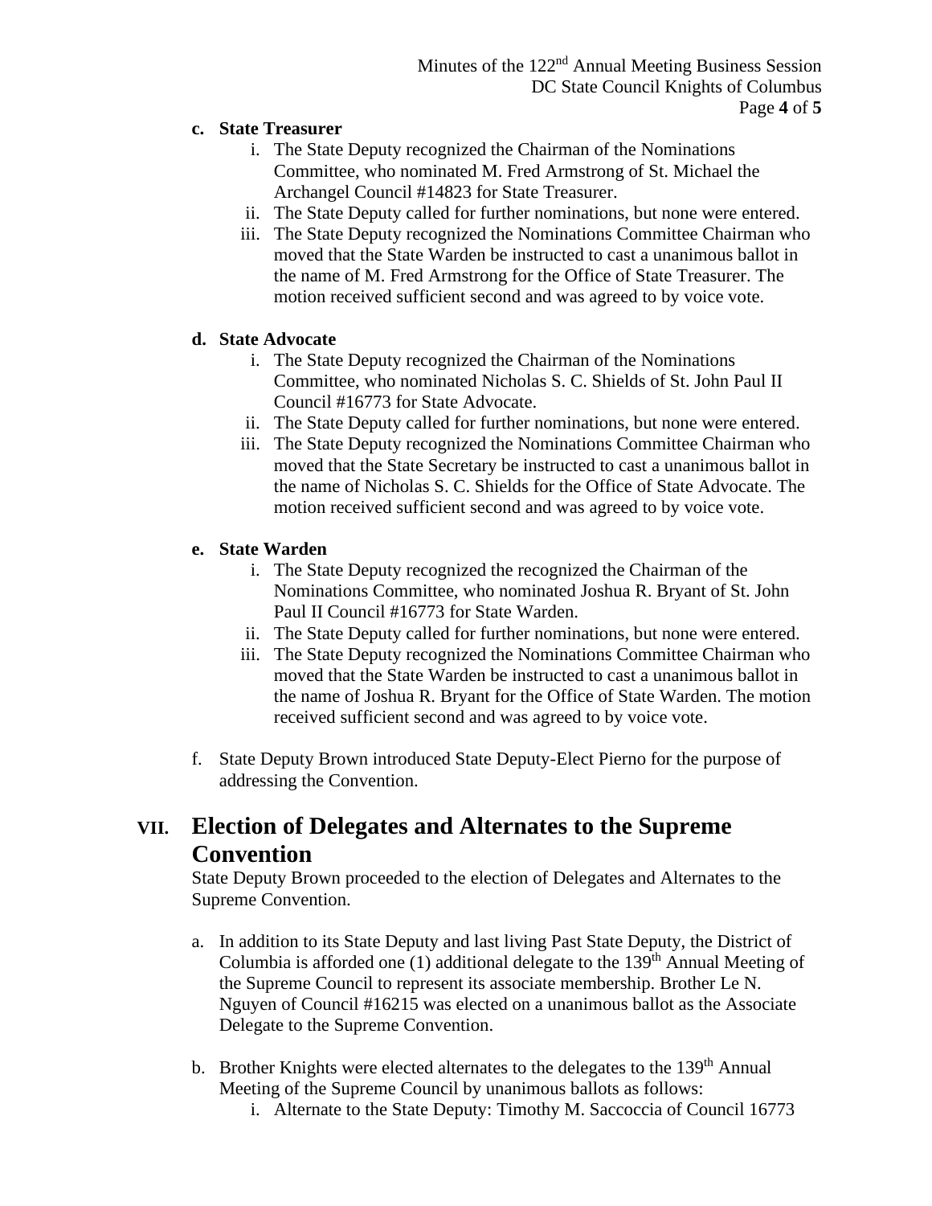**c. State Treasurer**

i. The State Deputy recognized the Chairman of the Nominations Committee, who nominated M. Fred Armstrong of St. Michael the Archangel Council #14823 for State Treasurer.

ii. The State Deputy called for further nominations, but none were entered.

iii. The State Deputy recognized the Nominations Committee Chairman who moved that the State Warden be instructed to cast a unanimous ballot in the name of M. Fred Armstrong for the Office of State Treasurer. The motion received sufficient second and was agreed to by voice vote.

**d. State Advocate**

i. The State Deputy recognized the Chairman of the Nominations Committee, who nominated Nicholas S. C. Shields of St. John Paul II Council #16773 for State Advocate.

ii. The State Deputy called for further nominations, but none were entered.

iii. The State Deputy recognized the Nominations Committee Chairman who moved that the State Secretary be instructed to cast a unanimous ballot in the name of Nicholas S. C. Shields for the Office of State Advocate. The motion received sufficient second and was agreed to by voice vote.

**e. State Warden**

i. The State Deputy recognized the recognized the Chairman of the Nominations Committee, who nominated Joshua R. Bryant of St. John Paul II Council #16773 for State Warden.

ii. The State Deputy called for further nominations, but none were entered.

iii. The State Deputy recognized the Nominations Committee Chairman who moved that the State Warden be instructed to cast a unanimous ballot in the name of Joshua R. Bryant for the Office of State Warden. The motion received sufficient second and was agreed to by voice vote.

f. State Deputy Brown introduced State Deputy-Elect Pierno for the purpose of addressing the Convention.

## VII. Election of Delegates and Alternates to the Supreme Convention

State Deputy Brown proceeded to the election of Delegates and Alternates to the Supreme Convention.

a. In addition to its State Deputy and last living Past State Deputy, the District of Columbia is afforded one (1) additional delegate to the 139th Annual Meeting of the Supreme Council to represent its associate membership. Brother Le N. Nguyen of Council #16215 was elected on a unanimous ballot as the Associate Delegate to the Supreme Convention.

b. Brother Knights were elected alternates to the delegates to the 139th Annual Meeting of the Supreme Council by unanimous ballots as follows:

i. Alternate to the State Deputy: Timothy M. Saccoccia of Council 16773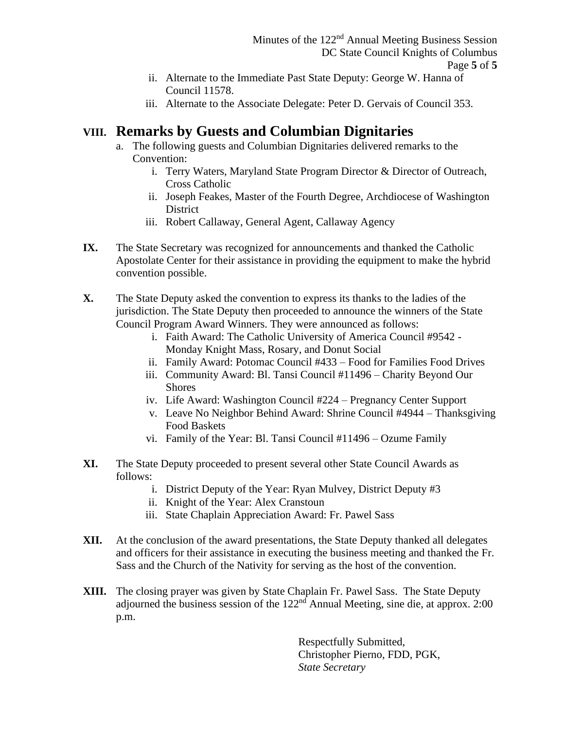ii. Alternate to the Immediate Past State Deputy: George W. Hanna of Council 11578.
iii. Alternate to the Associate Delegate: Peter D. Gervais of Council 353.

## VIII. Remarks by Guests and Columbian Dignitaries

a. The following guests and Columbian Dignitaries delivered remarks to the Convention:
   i. Terry Waters, Maryland State Program Director & Director of Outreach, Cross Catholic
   ii. Joseph Feakes, Master of the Fourth Degree, Archdiocese of Washington District
   iii. Robert Callaway, General Agent, Callaway Agency

**IX.** The State Secretary was recognized for announcements and thanked the Catholic Apostolate Center for their assistance in providing the equipment to make the hybrid convention possible.

**X.** The State Deputy asked the convention to express its thanks to the ladies of the jurisdiction. The State Deputy then proceeded to announce the winners of the State Council Program Award Winners. They were announced as follows:
   i. Faith Award: The Catholic University of America Council #9542 - Monday Knight Mass, Rosary, and Donut Social
   ii. Family Award: Potomac Council #433 – Food for Families Food Drives
   iii. Community Award: Bl. Tansi Council #11496 – Charity Beyond Our Shores
   iv. Life Award: Washington Council #224 – Pregnancy Center Support
   v. Leave No Neighbor Behind Award: Shrine Council #4944 – Thanksgiving Food Baskets
   vi. Family of the Year: Bl. Tansi Council #11496 – Ozume Family

**XI.** The State Deputy proceeded to present several other State Council Awards as follows:
   i. District Deputy of the Year: Ryan Mulvey, District Deputy #3
   ii. Knight of the Year: Alex Cranstoun
   iii. State Chaplain Appreciation Award: Fr. Pawel Sass

**XII.** At the conclusion of the award presentations, the State Deputy thanked all delegates and officers for their assistance in executing the business meeting and thanked the Fr. Sass and the Church of the Nativity for serving as the host of the convention.

**XIII.** The closing prayer was given by State Chaplain Fr. Pawel Sass. The State Deputy adjourned the business session of the 122nd Annual Meeting, sine die, at approx. 2:00 p.m.

Respectfully Submitted,
Christopher Pierno, FDD, PGK,
*State Secretary*